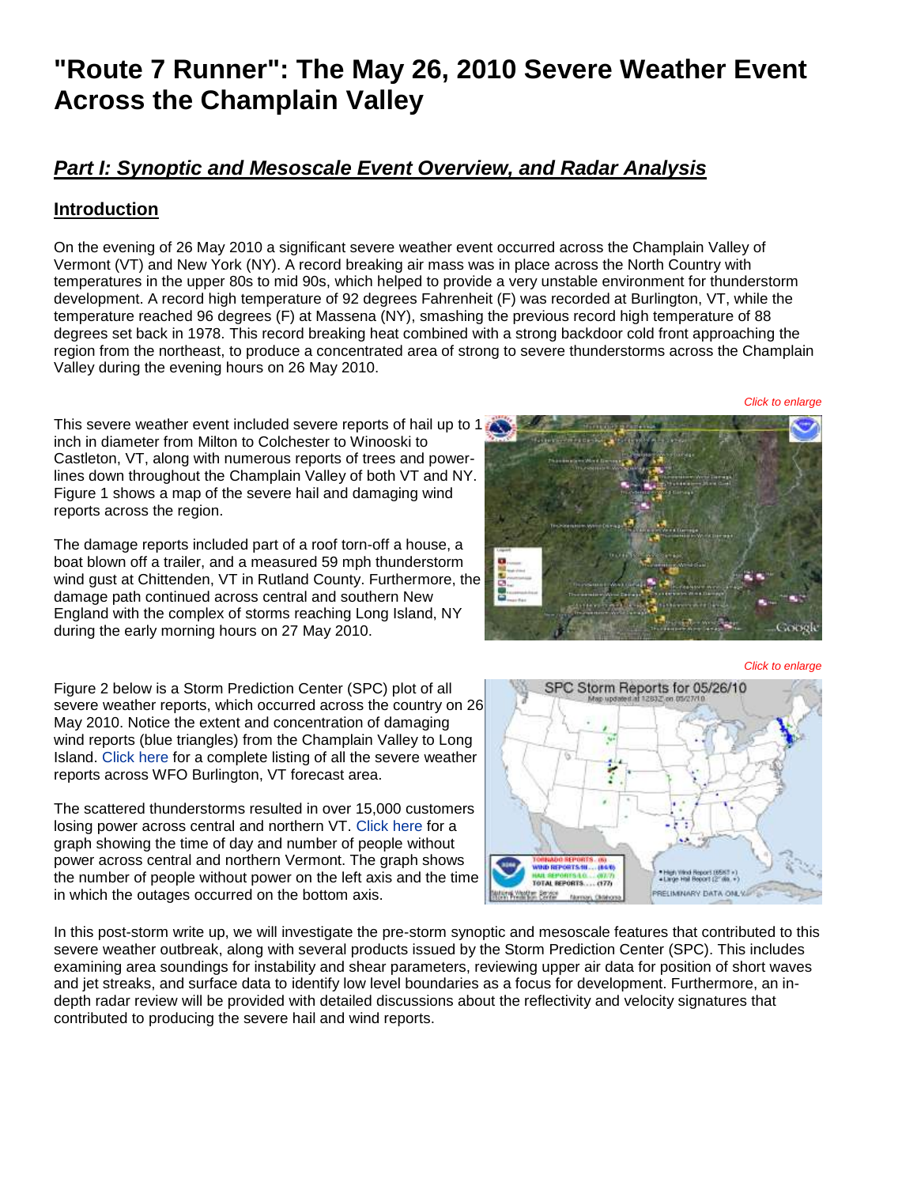# "Route 7 Runner": The May 26, 2010 Severe Weather Event Across the Champlain Valley

## *Part I: Synoptic and Mesoscale Event Overview, and Radar Analysis*

### Introduction

On the evening of 26 May 2010 a significant severe weather event occurred across the Champlain Valley of Vermont (VT) and New York (NY). A record breaking air mass was in place across the North Country with temperatures in the upper 80s to mid 90s, which helped to provide a very unstable environment for thunderstorm development. A record high temperature of 92 degrees Fahrenheit (F) was recorded at Burlington, VT, while the temperature reached 96 degrees (F) at Massena (NY), smashing the previous record high temperature of 88 degrees set back in 1978. This record breaking heat combined with a strong backdoor cold front approaching the region from the northeast, to produce a concentrated area of strong to severe thunderstorms across the Champlain Valley during the evening hours on 26 May 2010.

*Click to enlarge*

This severe weather event included severe reports of hail up to 1 inch in diameter from Milton to Colchester to Winooski to Castleton, VT, along with numerous reports of trees and power-lines down throughout the Champlain Valley of both VT and NY. Figure 1 shows a map of the severe hail and damaging wind reports across the region.

The damage reports included part of a roof torn-off a house, a boat blown off a trailer, and a measured 59 mph thunderstorm wind gust at Chittenden, VT in Rutland County. Furthermore, the damage path continued across central and southern New England with the complex of storms reaching Long Island, NY during the early morning hours on 27 May 2010.

*Click to enlarge*

Figure 2 below is a Storm Prediction Center (SPC) plot of all severe weather reports, which occurred across the country on 26 May 2010. Notice the extent and concentration of damaging wind reports (blue triangles) from the Champlain Valley to Long Island. Click here for a complete listing of all the severe weather reports across WFO Burlington, VT forecast area.

The scattered thunderstorms resulted in over 15,000 customers losing power across central and northern VT. Click here for a graph showing the time of day and number of people without power across central and northern Vermont. The graph shows the number of people without power on the left axis and the time in which the outages occurred on the bottom axis.

In this post-storm write up, we will investigate the pre-storm synoptic and mesoscale features that contributed to this severe weather outbreak, along with several products issued by the Storm Prediction Center (SPC). This includes examining area soundings for instability and shear parameters, reviewing upper air data for position of short waves and jet streaks, and surface data to identify low level boundaries as a focus for development. Furthermore, an in-depth radar review will be provided with detailed discussions about the reflectivity and velocity signatures that contributed to producing the severe hail and wind reports.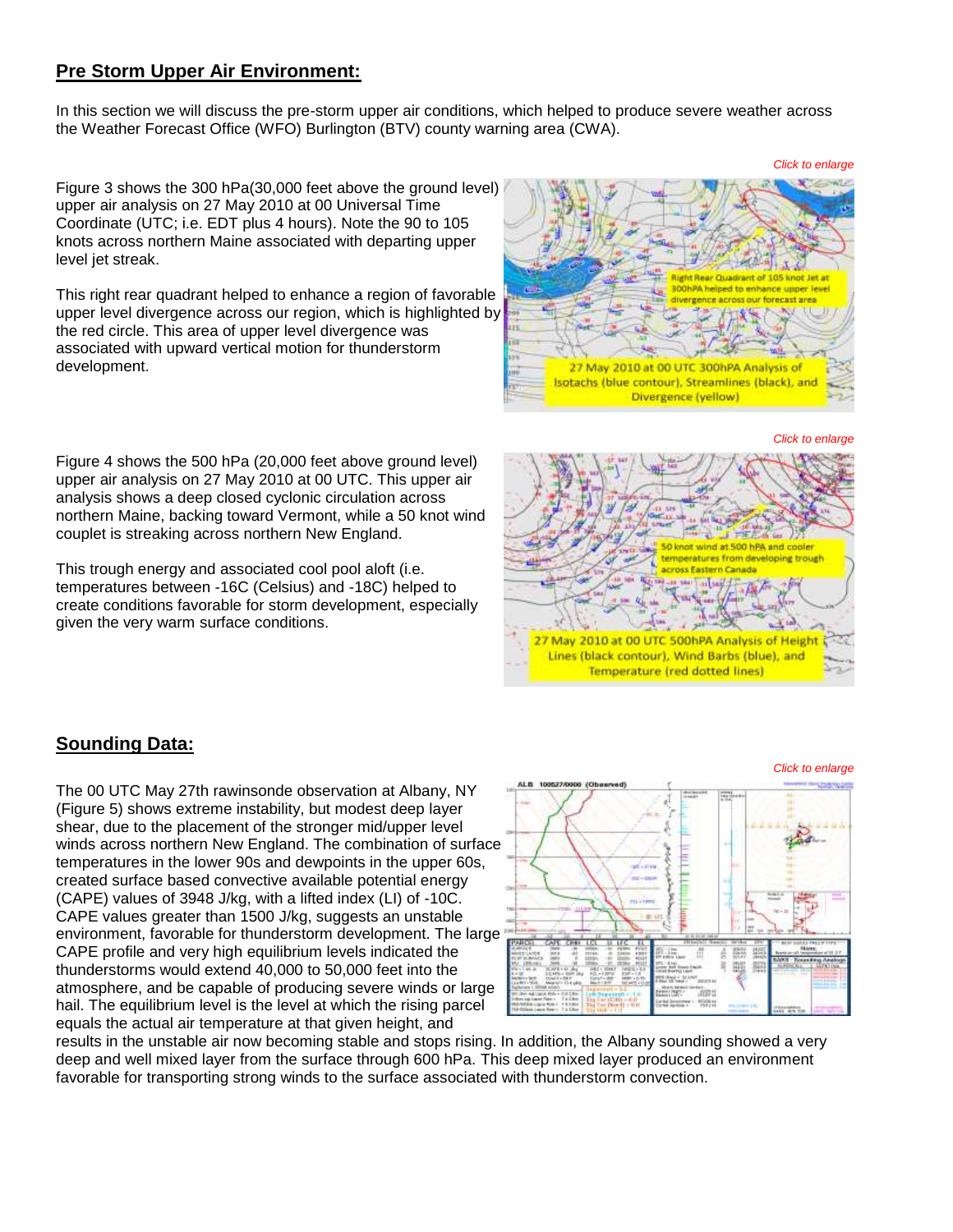## Pre Storm Upper Air Environment:

In this section we will discuss the pre-storm upper air conditions, which helped to produce severe weather across the Weather Forecast Office (WFO) Burlington (BTV) county warning area (CWA).

Figure 3 shows the 300 hPa(30,000 feet above the ground level) upper air analysis on 27 May 2010 at 00 Universal Time Coordinate (UTC; i.e. EDT plus 4 hours). Note the 90 to 105 knots across northern Maine associated with departing upper level jet streak.

This right rear quadrant helped to enhance a region of favorable upper level divergence across our region, which is highlighted by the red circle. This area of upper level divergence was associated with upward vertical motion for thunderstorm development.

*Click to enlarge*

Figure 4 shows the 500 hPa (20,000 feet above ground level) upper air analysis on 27 May 2010 at 00 UTC. This upper air analysis shows a deep closed cyclonic circulation across northern Maine, backing toward Vermont, while a 50 knot wind couplet is streaking across northern New England.

This trough energy and associated cool pool aloft (i.e. temperatures between -16C (Celsius) and -18C) helped to create conditions favorable for storm development, especially given the very warm surface conditions.

*Click to enlarge*

## Sounding Data:

*Click to enlarge*

The 00 UTC May 27th rawinsonde observation at Albany, NY (Figure 5) shows extreme instability, but modest deep layer shear, due to the placement of the stronger mid/upper level winds across northern New England. The combination of surface temperatures in the lower 90s and dewpoints in the upper 60s, created surface based convective available potential energy (CAPE) values of 3948 J/kg, with a lifted index (LI) of -10C. CAPE values greater than 1500 J/kg, suggests an unstable environment, favorable for thunderstorm development. The large CAPE profile and very high equilibrium levels indicated the thunderstorms would extend 40,000 to 50,000 feet into the atmosphere, and be capable of producing severe winds or large hail. The equilibrium level is the level at which the rising parcel equals the actual air temperature at that given height, and results in the unstable air now becoming stable and stops rising. In addition, the Albany sounding showed a very deep and well mixed layer from the surface through 600 hPa. This deep mixed layer produced an environment favorable for transporting strong winds to the surface associated with thunderstorm convection.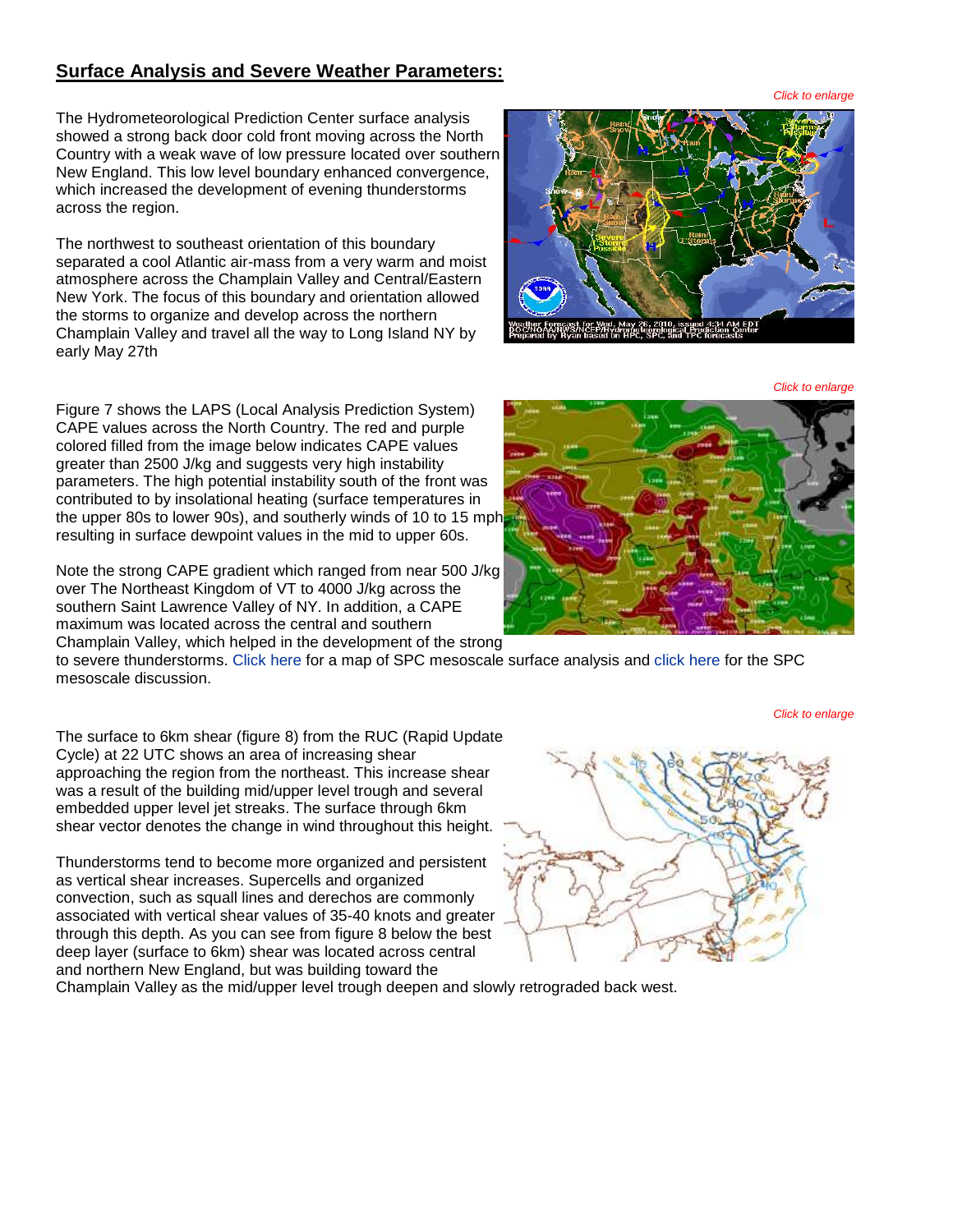## Surface Analysis and Severe Weather Parameters:

*Click to enlarge*

The Hydrometeorological Prediction Center surface analysis showed a strong back door cold front moving across the North Country with a weak wave of low pressure located over southern New England. This low level boundary enhanced convergence, which increased the development of evening thunderstorms across the region.

The northwest to southeast orientation of this boundary separated a cool Atlantic air-mass from a very warm and moist atmosphere across the Champlain Valley and Central/Eastern New York. The focus of this boundary and orientation allowed the storms to organize and develop across the northern Champlain Valley and travel all the way to Long Island NY by early May 27th

*Click to enlarge*

Figure 7 shows the LAPS (Local Analysis Prediction System) CAPE values across the North Country. The red and purple colored filled from the image below indicates CAPE values greater than 2500 J/kg and suggests very high instability parameters. The high potential instability south of the front was contributed to by insolational heating (surface temperatures in the upper 80s to lower 90s), and southerly winds of 10 to 15 mph resulting in surface dewpoint values in the mid to upper 60s.

Note the strong CAPE gradient which ranged from near 500 J/kg over The Northeast Kingdom of VT to 4000 J/kg across the southern Saint Lawrence Valley of NY. In addition, a CAPE maximum was located across the central and southern Champlain Valley, which helped in the development of the strong to severe thunderstorms. Click here for a map of SPC mesoscale surface analysis and click here for the SPC mesoscale discussion.

*Click to enlarge*

The surface to 6km shear (figure 8) from the RUC (Rapid Update Cycle) at 22 UTC shows an area of increasing shear approaching the region from the northeast. This increase shear was a result of the building mid/upper level trough and several embedded upper level jet streaks. The surface through 6km shear vector denotes the change in wind throughout this height.

Thunderstorms tend to become more organized and persistent as vertical shear increases. Supercells and organized convection, such as squall lines and derechos are commonly associated with vertical shear values of 35-40 knots and greater through this depth. As you can see from figure 8 below the best deep layer (surface to 6km) shear was located across central and northern New England, but was building toward the Champlain Valley as the mid/upper level trough deepen and slowly retrograded back west.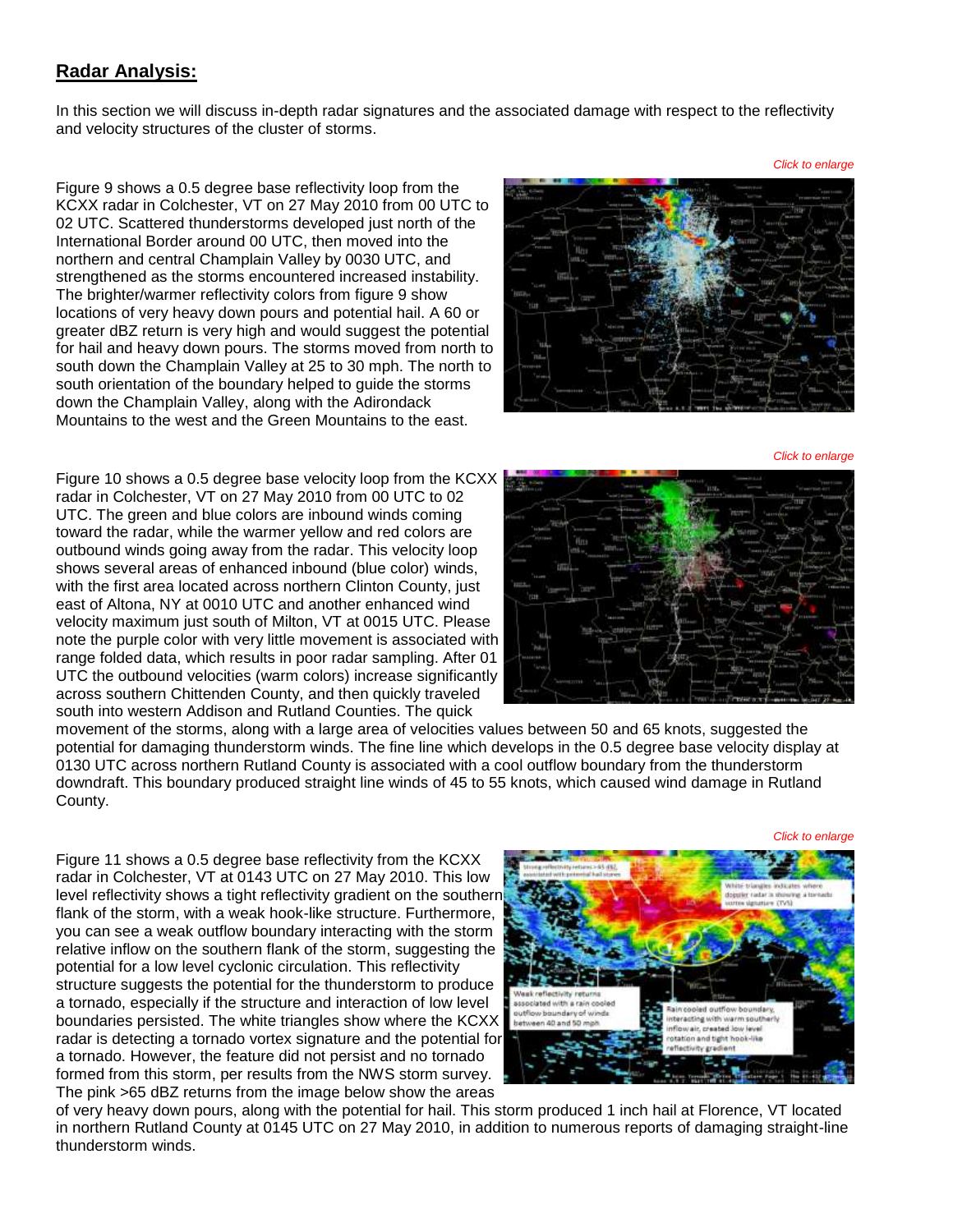## Radar Analysis:

In this section we will discuss in-depth radar signatures and the associated damage with respect to the reflectivity and velocity structures of the cluster of storms.

*Click to enlarge*

Figure 9 shows a 0.5 degree base reflectivity loop from the KCXX radar in Colchester, VT on 27 May 2010 from 00 UTC to 02 UTC. Scattered thunderstorms developed just north of the International Border around 00 UTC, then moved into the northern and central Champlain Valley by 0030 UTC, and strengthened as the storms encountered increased instability. The brighter/warmer reflectivity colors from figure 9 show locations of very heavy down pours and potential hail. A 60 or greater dBZ return is very high and would suggest the potential for hail and heavy down pours. The storms moved from north to south down the Champlain Valley at 25 to 30 mph. The north to south orientation of the boundary helped to guide the storms down the Champlain Valley, along with the Adirondack Mountains to the west and the Green Mountains to the east.

*Click to enlarge*

Figure 10 shows a 0.5 degree base velocity loop from the KCXX radar in Colchester, VT on 27 May 2010 from 00 UTC to 02 UTC. The green and blue colors are inbound winds coming toward the radar, while the warmer yellow and red colors are outbound winds going away from the radar. This velocity loop shows several areas of enhanced inbound (blue color) winds, with the first area located across northern Clinton County, just east of Altona, NY at 0010 UTC and another enhanced wind velocity maximum just south of Milton, VT at 0015 UTC. Please note the purple color with very little movement is associated with range folded data, which results in poor radar sampling. After 01 UTC the outbound velocities (warm colors) increase significantly across southern Chittenden County, and then quickly traveled south into western Addison and Rutland Counties. The quick movement of the storms, along with a large area of velocities values between 50 and 65 knots, suggested the potential for damaging thunderstorm winds. The fine line which develops in the 0.5 degree base velocity display at 0130 UTC across northern Rutland County is associated with a cool outflow boundary from the thunderstorm downdraft. This boundary produced straight line winds of 45 to 55 knots, which caused wind damage in Rutland County.

*Click to enlarge*

Figure 11 shows a 0.5 degree base reflectivity from the KCXX radar in Colchester, VT at 0143 UTC on 27 May 2010. This low level reflectivity shows a tight reflectivity gradient on the southern flank of the storm, with a weak hook-like structure. Furthermore, you can see a weak outflow boundary interacting with the storm relative inflow on the southern flank of the storm, suggesting the potential for a low level cyclonic circulation. This reflectivity structure suggests the potential for the thunderstorm to produce a tornado, especially if the structure and interaction of low level boundaries persisted. The white triangles show where the KCXX radar is detecting a tornado vortex signature and the potential for a tornado. However, the feature did not persist and no tornado formed from this storm, per results from the NWS storm survey. The pink >65 dBZ returns from the image below show the areas of very heavy down pours, along with the potential for hail. This storm produced 1 inch hail at Florence, VT located in northern Rutland County at 0145 UTC on 27 May 2010, in addition to numerous reports of damaging straight-line thunderstorm winds.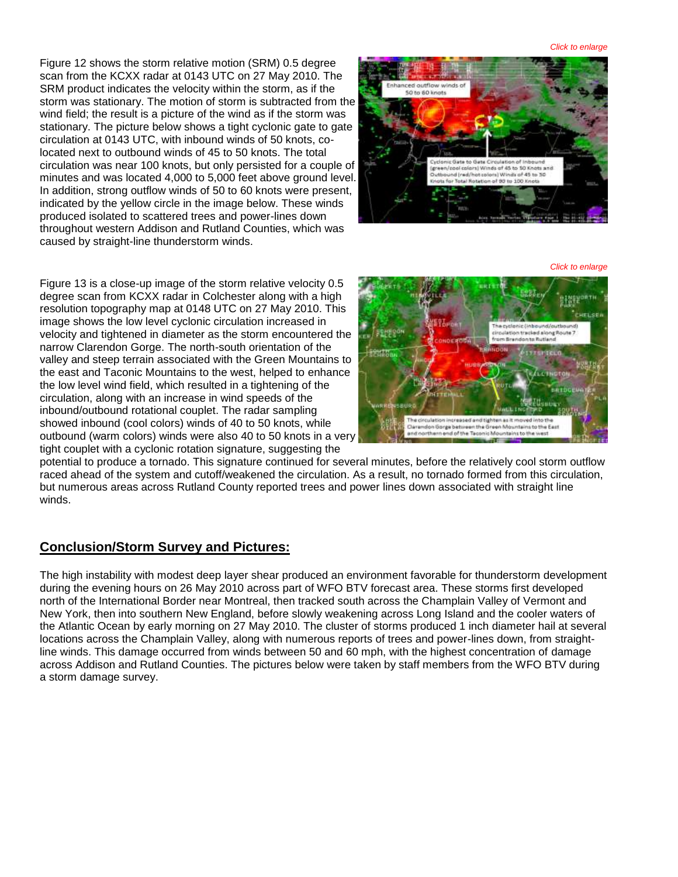Figure 12 shows the storm relative motion (SRM) 0.5 degree scan from the KCXX radar at 0143 UTC on 27 May 2010. The SRM product indicates the velocity within the storm, as if the storm was stationary. The motion of storm is subtracted from the wind field; the result is a picture of the wind as if the storm was stationary. The picture below shows a tight cyclonic gate to gate circulation at 0143 UTC, with inbound winds of 50 knots, co-located next to outbound winds of 45 to 50 knots. The total circulation was near 100 knots, but only persisted for a couple of minutes and was located 4,000 to 5,000 feet above ground level. In addition, strong outflow winds of 50 to 60 knots were present, indicated by the yellow circle in the image below. These winds produced isolated to scattered trees and power-lines down throughout western Addison and Rutland Counties, which was caused by straight-line thunderstorm winds.

*Click to enlarge*

Figure 13 is a close-up image of the storm relative velocity 0.5 degree scan from KCXX radar in Colchester along with a high resolution topography map at 0148 UTC on 27 May 2010. This image shows the low level cyclonic circulation increased in velocity and tightened in diameter as the storm encountered the narrow Clarendon Gorge. The north-south orientation of the valley and steep terrain associated with the Green Mountains to the east and Taconic Mountains to the west, helped to enhance the low level wind field, which resulted in a tightening of the circulation, along with an increase in wind speeds of the inbound/outbound rotational couplet. The radar sampling showed inbound (cool colors) winds of 40 to 50 knots, while outbound (warm colors) winds were also 40 to 50 knots in a very tight couplet with a cyclonic rotation signature, suggesting the potential to produce a tornado. This signature continued for several minutes, before the relatively cool storm outflow raced ahead of the system and cutoff/weakened the circulation. As a result, no tornado formed from this circulation, but numerous areas across Rutland County reported trees and power lines down associated with straight line winds.

*Click to enlarge*

## Conclusion/Storm Survey and Pictures:

The high instability with modest deep layer shear produced an environment favorable for thunderstorm development during the evening hours on 26 May 2010 across part of WFO BTV forecast area. These storms first developed north of the International Border near Montreal, then tracked south across the Champlain Valley of Vermont and New York, then into southern New England, before slowly weakening across Long Island and the cooler waters of the Atlantic Ocean by early morning on 27 May 2010. The cluster of storms produced 1 inch diameter hail at several locations across the Champlain Valley, along with numerous reports of trees and power-lines down, from straight-line winds. This damage occurred from winds between 50 and 60 mph, with the highest concentration of damage across Addison and Rutland Counties. The pictures below were taken by staff members from the WFO BTV during a storm damage survey.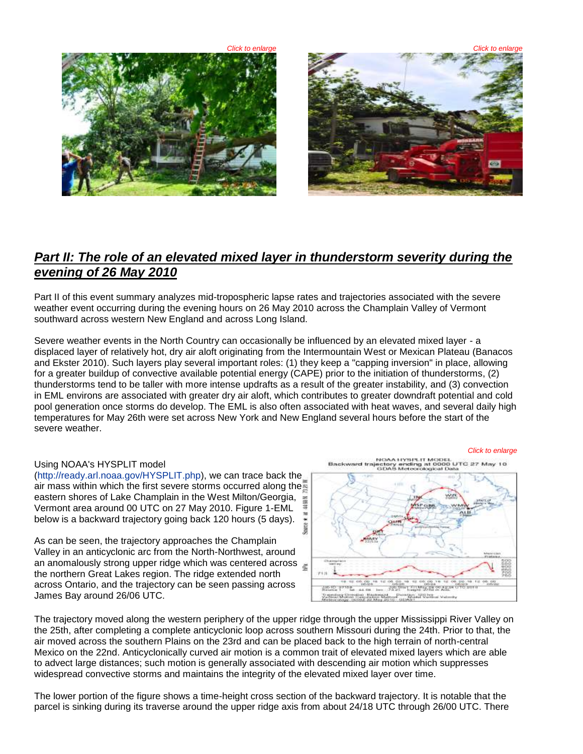*Click to enlarge*

*Click to enlarge*

## ***Part II: The role of an elevated mixed layer in thunderstorm severity during the evening of 26 May 2010***

Part II of this event summary analyzes mid-tropospheric lapse rates and trajectories associated with the severe weather event occurring during the evening hours on 26 May 2010 across the Champlain Valley of Vermont southward across western New England and across Long Island.

Severe weather events in the North Country can occasionally be influenced by an elevated mixed layer - a displaced layer of relatively hot, dry air aloft originating from the Intermountain West or Mexican Plateau (Banacos and Ekster 2010). Such layers play several important roles: (1) they keep a "capping inversion" in place, allowing for a greater buildup of convective available potential energy (CAPE) prior to the initiation of thunderstorms, (2) thunderstorms tend to be taller with more intense updrafts as a result of the greater instability, and (3) convection in EML environs are associated with greater dry air aloft, which contributes to greater downdraft potential and cold pool generation once storms do develop. The EML is also often associated with heat waves, and several daily high temperatures for May 26th were set across New York and New England several hours before the start of the severe weather.

*Click to enlarge*

Using NOAA's HYSPLIT model (http://ready.arl.noaa.gov/HYSPLIT.php), we can trace back the air mass within which the first severe storms occurred along the eastern shores of Lake Champlain in the West Milton/Georgia, Vermont area around 00 UTC on 27 May 2010. Figure 1-EML below is a backward trajectory going back 120 hours (5 days).

As can be seen, the trajectory approaches the Champlain Valley in an anticyclonic arc from the North-Northwest, around an anomalously strong upper ridge which was centered across the northern Great Lakes region. The ridge extended north across Ontario, and the trajectory can be seen passing across James Bay around 26/06 UTC.

The trajectory moved along the western periphery of the upper ridge through the upper Mississippi River Valley on the 25th, after completing a complete anticyclonic loop across southern Missouri during the 24th. Prior to that, the air moved across the southern Plains on the 23rd and can be placed back to the high terrain of north-central Mexico on the 22nd. Anticyclonically curved air motion is a common trait of elevated mixed layers which are able to advect large distances; such motion is generally associated with descending air motion which suppresses widespread convective storms and maintains the integrity of the elevated mixed layer over time.

The lower portion of the figure shows a time-height cross section of the backward trajectory. It is notable that the parcel is sinking during its traverse around the upper ridge axis from about 24/18 UTC through 26/00 UTC. There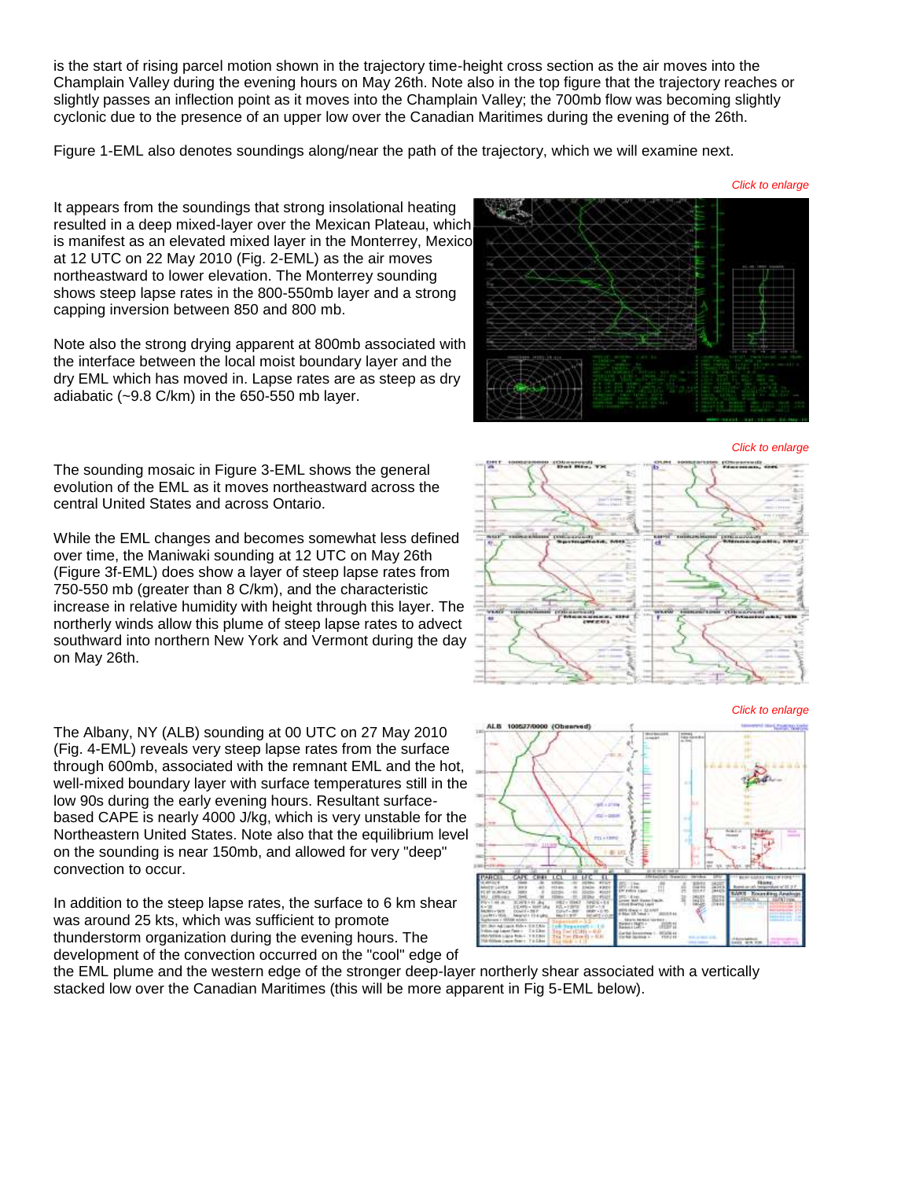is the start of rising parcel motion shown in the trajectory time-height cross section as the air moves into the Champlain Valley during the evening hours on May 26th. Note also in the top figure that the trajectory reaches or slightly passes an inflection point as it moves into the Champlain Valley; the 700mb flow was becoming slightly cyclonic due to the presence of an upper low over the Canadian Maritimes during the evening of the 26th.

Figure 1-EML also denotes soundings along/near the path of the trajectory, which we will examine next.

*Click to enlarge*

It appears from the soundings that strong insolational heating resulted in a deep mixed-layer over the Mexican Plateau, which is manifest as an elevated mixed layer in the Monterrey, Mexico at 12 UTC on 22 May 2010 (Fig. 2-EML) as the air moves northeastward to lower elevation. The Monterrey sounding shows steep lapse rates in the 800-550mb layer and a strong capping inversion between 850 and 800 mb.

Note also the strong drying apparent at 800mb associated with the interface between the local moist boundary layer and the dry EML which has moved in. Lapse rates are as steep as dry adiabatic (~9.8 C/km) in the 650-550 mb layer.

*Click to enlarge*

The sounding mosaic in Figure 3-EML shows the general evolution of the EML as it moves northeastward across the central United States and across Ontario.

While the EML changes and becomes somewhat less defined over time, the Maniwaki sounding at 12 UTC on May 26th (Figure 3f-EML) does show a layer of steep lapse rates from 750-550 mb (greater than 8 C/km), and the characteristic increase in relative humidity with height through this layer. The northerly winds allow this plume of steep lapse rates to advect southward into northern New York and Vermont during the day on May 26th.

*Click to enlarge*

The Albany, NY (ALB) sounding at 00 UTC on 27 May 2010 (Fig. 4-EML) reveals very steep lapse rates from the surface through 600mb, associated with the remnant EML and the hot, well-mixed boundary layer with surface temperatures still in the low 90s during the early evening hours. Resultant surface-based CAPE is nearly 4000 J/kg, which is very unstable for the Northeastern United States. Note also that the equilibrium level on the sounding is near 150mb, and allowed for very "deep" convection to occur.

In addition to the steep lapse rates, the surface to 6 km shear was around 25 kts, which was sufficient to promote thunderstorm organization during the evening hours. The development of the convection occurred on the "cool" edge of the EML plume and the western edge of the stronger deep-layer northerly shear associated with a vertically stacked low over the Canadian Maritimes (this will be more apparent in Fig 5-EML below).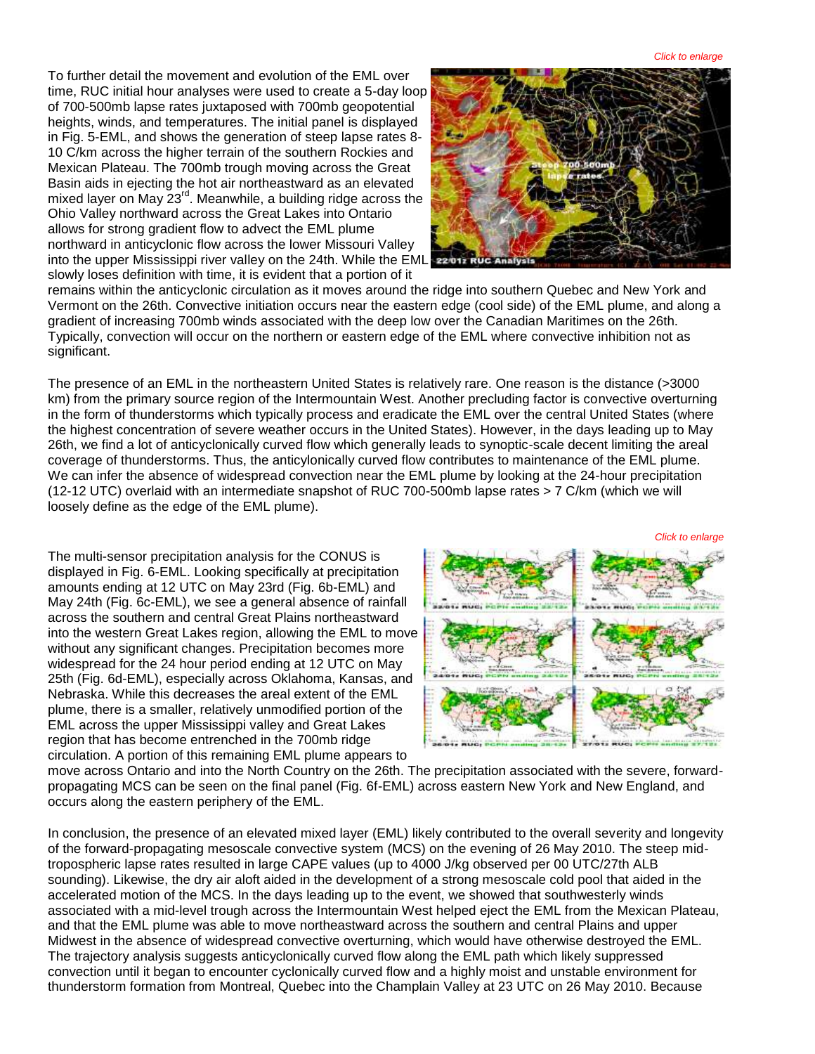*Click to enlarge*

To further detail the movement and evolution of the EML over time, RUC initial hour analyses were used to create a 5-day loop of 700-500mb lapse rates juxtaposed with 700mb geopotential heights, winds, and temperatures. The initial panel is displayed in Fig. 5-EML, and shows the generation of steep lapse rates 8-10 C/km across the higher terrain of the southern Rockies and Mexican Plateau. The 700mb trough moving across the Great Basin aids in ejecting the hot air northeastward as an elevated mixed layer on May 23rd. Meanwhile, a building ridge across the Ohio Valley northward across the Great Lakes into Ontario allows for strong gradient flow to advect the EML plume northward in anticyclonic flow across the lower Missouri Valley into the upper Mississippi river valley on the 24th. While the EML slowly loses definition with time, it is evident that a portion of it remains within the anticyclonic circulation as it moves around the ridge into southern Quebec and New York and Vermont on the 26th. Convective initiation occurs near the eastern edge (cool side) of the EML plume, and along a gradient of increasing 700mb winds associated with the deep low over the Canadian Maritimes on the 26th. Typically, convection will occur on the northern or eastern edge of the EML where convective inhibition not as significant.

The presence of an EML in the northeastern United States is relatively rare. One reason is the distance (>3000 km) from the primary source region of the Intermountain West. Another precluding factor is convective overturning in the form of thunderstorms which typically process and eradicate the EML over the central United States (where the highest concentration of severe weather occurs in the United States). However, in the days leading up to May 26th, we find a lot of anticyclonically curved flow which generally leads to synoptic-scale decent limiting the areal coverage of thunderstorms. Thus, the anticyclonically curved flow contributes to maintenance of the EML plume. We can infer the absence of widespread convection near the EML plume by looking at the 24-hour precipitation (12-12 UTC) overlaid with an intermediate snapshot of RUC 700-500mb lapse rates > 7 C/km (which we will loosely define as the edge of the EML plume).

*Click to enlarge*

The multi-sensor precipitation analysis for the CONUS is displayed in Fig. 6-EML. Looking specifically at precipitation amounts ending at 12 UTC on May 23rd (Fig. 6b-EML) and May 24th (Fig. 6c-EML), we see a general absence of rainfall across the southern and central Great Plains northeastward into the western Great Lakes region, allowing the EML to move without any significant changes. Precipitation becomes more widespread for the 24 hour period ending at 12 UTC on May 25th (Fig. 6d-EML), especially across Oklahoma, Kansas, and Nebraska. While this decreases the areal extent of the EML plume, there is a smaller, relatively unmodified portion of the EML across the upper Mississippi valley and Great Lakes region that has become entrenched in the 700mb ridge circulation. A portion of this remaining EML plume appears to move across Ontario and into the North Country on the 26th. The precipitation associated with the severe, forward-propagating MCS can be seen on the final panel (Fig. 6f-EML) across eastern New York and New England, and occurs along the eastern periphery of the EML.

In conclusion, the presence of an elevated mixed layer (EML) likely contributed to the overall severity and longevity of the forward-propagating mesoscale convective system (MCS) on the evening of 26 May 2010. The steep mid-tropospheric lapse rates resulted in large CAPE values (up to 4000 J/kg observed per 00 UTC/27th ALB sounding). Likewise, the dry air aloft aided in the development of a strong mesoscale cold pool that aided in the accelerated motion of the MCS. In the days leading up to the event, we showed that southwesterly winds associated with a mid-level trough across the Intermountain West helped eject the EML from the Mexican Plateau, and that the EML plume was able to move northeastward across the southern and central Plains and upper Midwest in the absence of widespread convective overturning, which would have otherwise destroyed the EML. The trajectory analysis suggests anticyclonically curved flow along the EML path which likely suppressed convection until it began to encounter cyclonically curved flow and a highly moist and unstable environment for thunderstorm formation from Montreal, Quebec into the Champlain Valley at 23 UTC on 26 May 2010. Because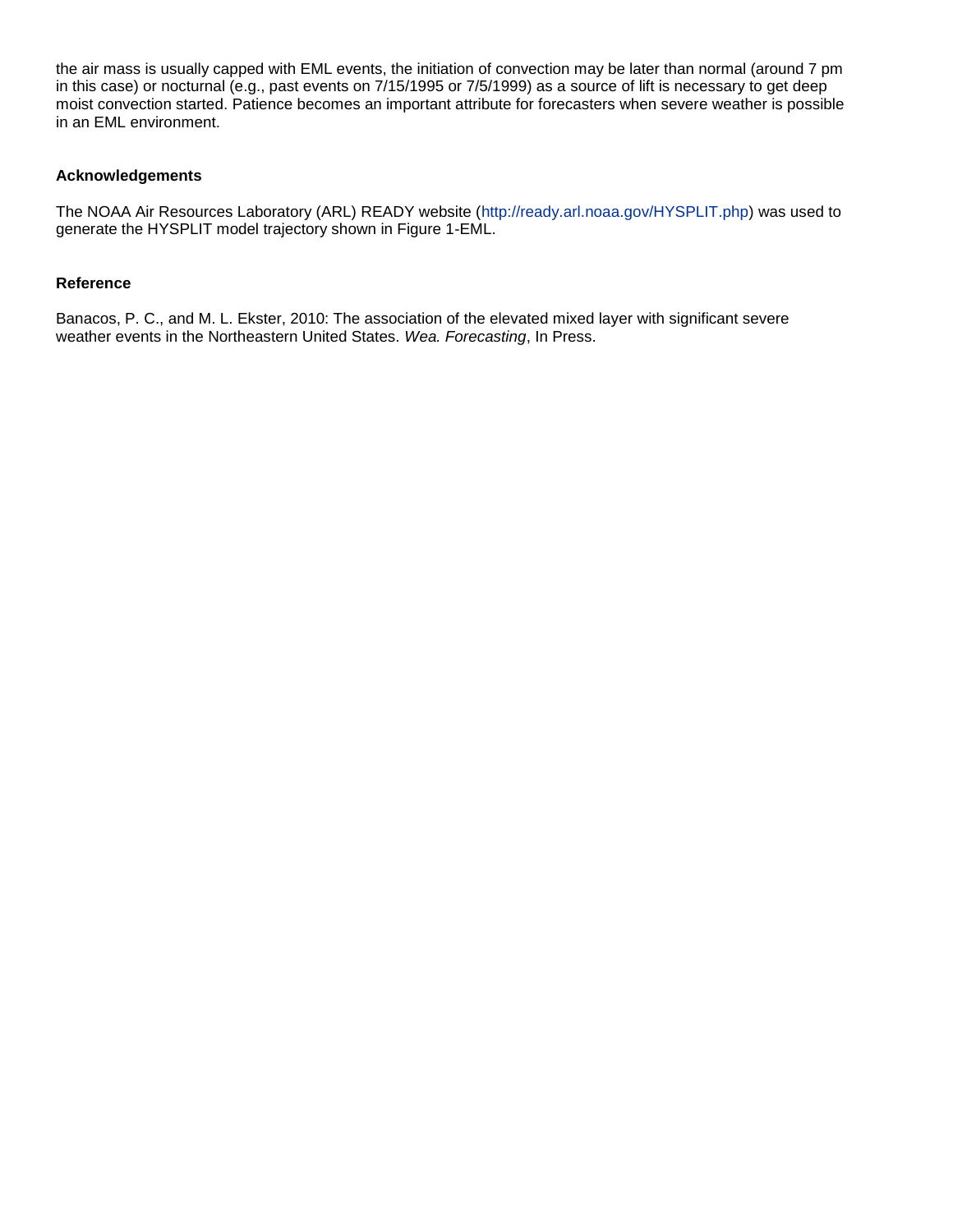the air mass is usually capped with EML events, the initiation of convection may be later than normal (around 7 pm in this case) or nocturnal (e.g., past events on 7/15/1995 or 7/5/1999) as a source of lift is necessary to get deep moist convection started. Patience becomes an important attribute for forecasters when severe weather is possible in an EML environment.

**Acknowledgements**

The NOAA Air Resources Laboratory (ARL) READY website (http://ready.arl.noaa.gov/HYSPLIT.php) was used to generate the HYSPLIT model trajectory shown in Figure 1-EML.

**Reference**

Banacos, P. C., and M. L. Ekster, 2010: The association of the elevated mixed layer with significant severe weather events in the Northeastern United States. *Wea. Forecasting*, In Press.